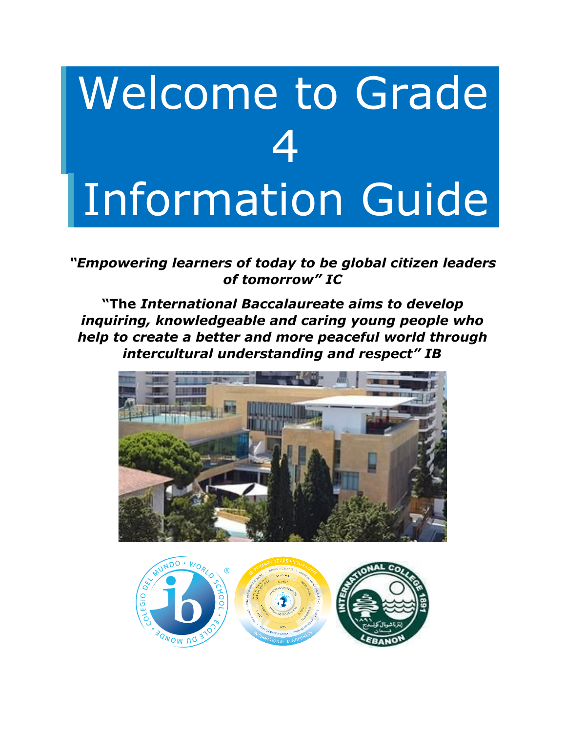# Welcome to Grade 4 Information Guide

***"Empowering learners of today to be global citizen leaders of tomorrow" IC***

**"The *International Baccalaureate aims to develop inquiring, knowledgeable and caring young people who help to create a better and more peaceful world through intercultural understanding and respect" IB***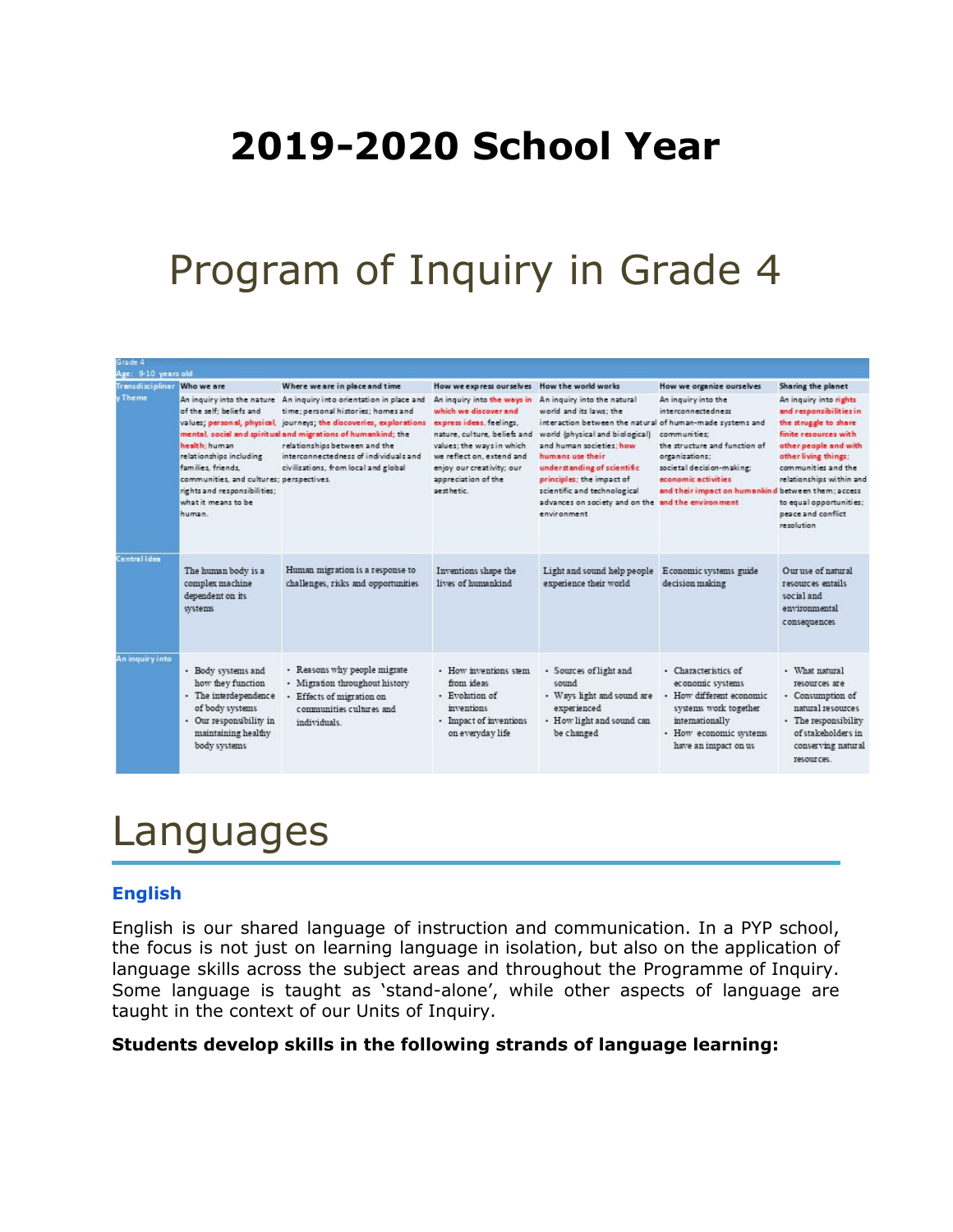# 2019-2020 School Year

## Program of Inquiry in Grade 4

Grade 4
Age: 9-10 years old

| Transdisciplinary Theme | Who we are | Where we are in place and time | How we express ourselves | How the world works | How we organize ourselves | Sharing the planet |
|---|---|---|---|---|---|---|
| | An inquiry into the nature of the self; beliefs and values; personal, physical, mental, social and spiritual health; human relationships including families, friends, communities, and cultures; rights and responsibilities; what it means to be human. | An inquiry into orientation in place and time; personal histories; homes and journeys; the discoveries, explorations and migrations of humankind; the relationships between and the interconnectedness of individuals and civilizations, from local and global perspectives. | An inquiry into the ways in which we discover and express ideas, feelings, nature, culture, beliefs and values; the ways in which we reflect on, extend and enjoy our creativity; our appreciation of the aesthetic. | An inquiry into the natural world and its laws; the interaction between the natural world (physical and biological) and human societies; how humans use their understanding of scientific principles; the impact of scientific and technological advances on society and on the environment | An inquiry into the interconnectedness of human-made systems and communities; the structure and function of organizations; societal decision-making; economic activities and their impact on humankind and the environment | An inquiry into rights and responsibilities in the struggle to share finite resources with other people and with other living things; communities and the relationships within and between them; access to equal opportunities; peace and conflict resolution |
| Central Idea | The human body is a complex machine dependent on its systems | Human migration is a response to challenges, risks and opportunities | Inventions shape the lives of humankind | Light and sound help people experience their world | Economic systems guide decision making | Our use of natural resources entails social and environmental consequences |
| An inquiry into | • Body systems and how they function<br>• The interdependence of body systems<br>• Our responsibility in maintaining healthy body systems | • Reasons why people migrate<br>• Migration throughout history<br>• Effects of migration on communities cultures and individuals. | • How inventions stem from ideas<br>• Evolution of inventions<br>• Impact of inventions on everyday life | • Sources of light and sound<br>• Ways light and sound are experienced<br>• How light and sound can be changed | • Characteristics of economic systems<br>• How different economic systems work together internationally<br>• How economic systems have an impact on us | • What natural resources are<br>• Consumption of natural resources<br>• The responsibility of stakeholders in conserving natural resources. |

# Languages

### English

English is our shared language of instruction and communication. In a PYP school, the focus is not just on learning language in isolation, but also on the application of language skills across the subject areas and throughout the Programme of Inquiry. Some language is taught as 'stand-alone', while other aspects of language are taught in the context of our Units of Inquiry.

**Students develop skills in the following strands of language learning:**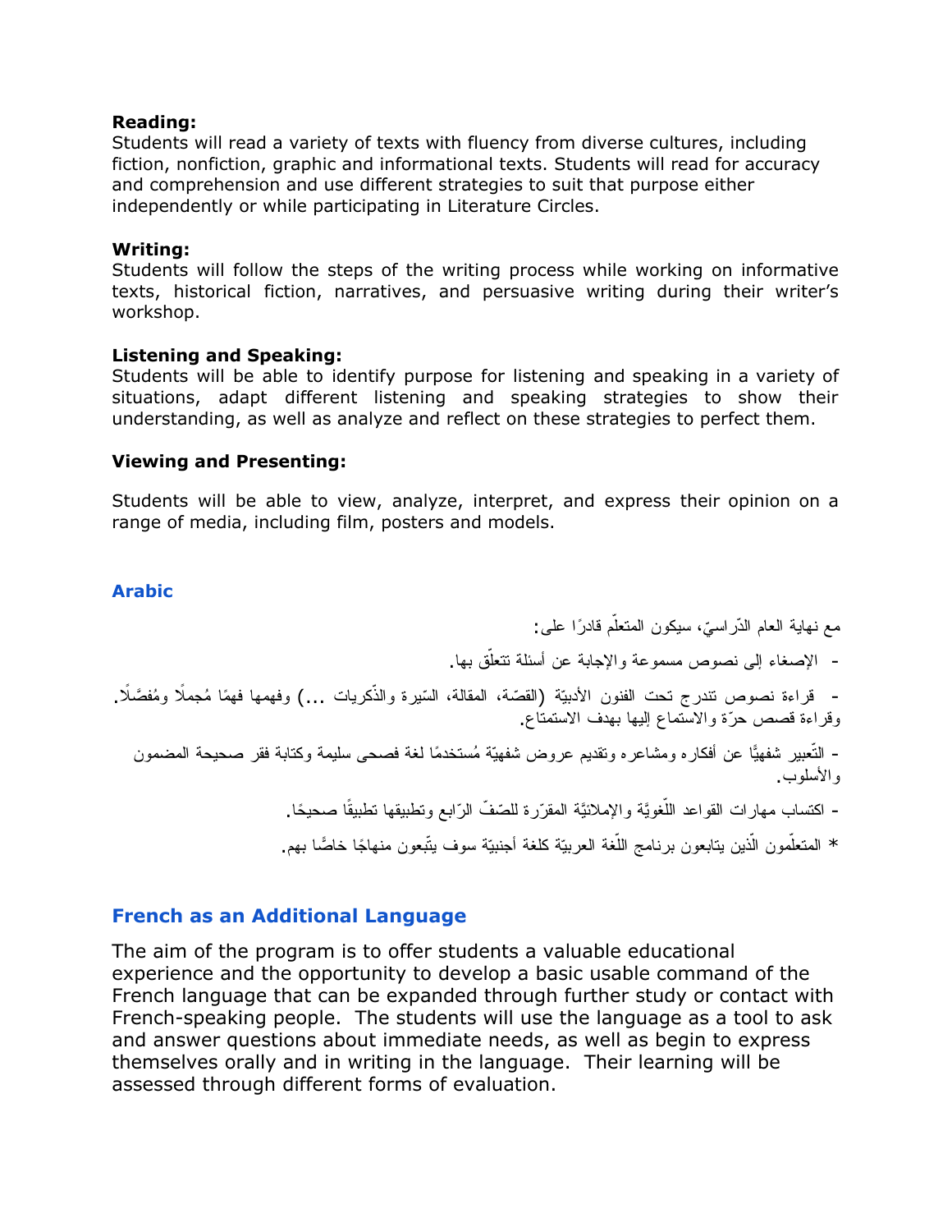**Reading:**
Students will read a variety of texts with fluency from diverse cultures, including fiction, nonfiction, graphic and informational texts. Students will read for accuracy and comprehension and use different strategies to suit that purpose either independently or while participating in Literature Circles.

**Writing:**
Students will follow the steps of the writing process while working on informative texts, historical fiction, narratives, and persuasive writing during their writer's workshop.

**Listening and Speaking:**
Students will be able to identify purpose for listening and speaking in a variety of situations, adapt different listening and speaking strategies to show their understanding, as well as analyze and reflect on these strategies to perfect them.

**Viewing and Presenting:**

Students will be able to view, analyze, interpret, and express their opinion on a range of media, including film, posters and models.

## Arabic

مع نهاية العام الدّراسيّ، سيكون المتعلّم قادرًا على:

- الإصغاء إلى نصوص مسموعة والإجابة عن أسئلة تتعلّق بها.

- قراءة نصوص تندرج تحت الفنون الأدبيّة (القصّة، المقالة، السّيرة والذّكريات ...) وفهمها فهمًا مُجملًا ومُفصَّلًا. وقراءة قصص حرّة والاستماع إليها بهدف الاستمتاع.

- التّعبير شفهيًّا عن أفكاره ومشاعره وتقديم عروض شفهيّة مُستخدمًا لغة فصحى سليمة وكتابة فقر صحيحة المضمون والأسلوب.

- اكتساب مهارات القواعد اللّغويَّة والإملائيَّة المقرّرة للصّفّ الرّابع وتطبيقها تطبيقًا صحيحًا.

* المتعلّمون الّذين يتابعون برنامج اللّغة العربيّة كلغة أجنبيّة سوف يتّبعون منهاجًا خاصًّا بهم.

## French as an Additional Language

The aim of the program is to offer students a valuable educational experience and the opportunity to develop a basic usable command of the French language that can be expanded through further study or contact with French-speaking people. The students will use the language as a tool to ask and answer questions about immediate needs, as well as begin to express themselves orally and in writing in the language. Their learning will be assessed through different forms of evaluation.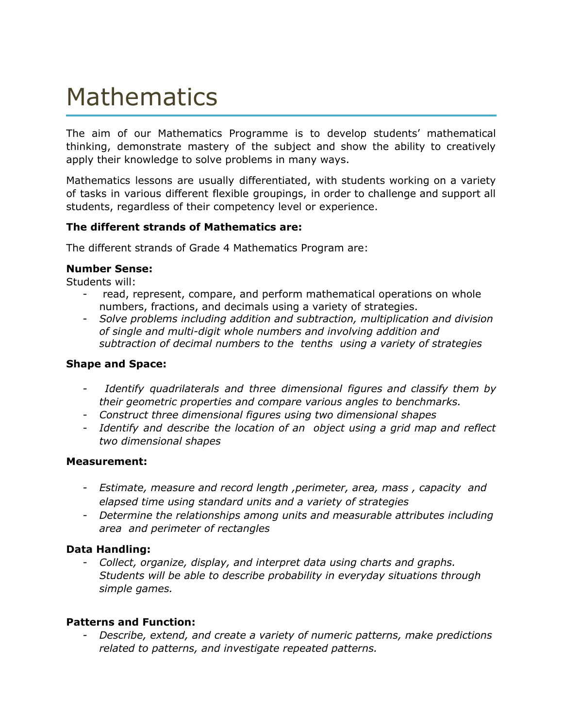# Mathematics

The aim of our Mathematics Programme is to develop students' mathematical thinking, demonstrate mastery of the subject and show the ability to creatively apply their knowledge to solve problems in many ways.

Mathematics lessons are usually differentiated, with students working on a variety of tasks in various different flexible groupings, in order to challenge and support all students, regardless of their competency level or experience.

**The different strands of Mathematics are:**

The different strands of Grade 4 Mathematics Program are:

**Number Sense:**
Students will:

- read, represent, compare, and perform mathematical operations on whole numbers, fractions, and decimals using a variety of strategies.
- *Solve problems including addition and subtraction, multiplication and division of single and multi-digit whole numbers and involving addition and subtraction of decimal numbers to the tenths using a variety of strategies*

**Shape and Space:**

- *Identify quadrilaterals and three dimensional figures and classify them by their geometric properties and compare various angles to benchmarks.*
- *Construct three dimensional figures using two dimensional shapes*
- *Identify and describe the location of an object using a grid map and reflect two dimensional shapes*

**Measurement:**

- *Estimate, measure and record length ,perimeter, area, mass , capacity and elapsed time using standard units and a variety of strategies*
- *Determine the relationships among units and measurable attributes including area and perimeter of rectangles*

**Data Handling:**

- *Collect, organize, display, and interpret data using charts and graphs. Students will be able to describe probability in everyday situations through simple games.*

**Patterns and Function:**

- *Describe, extend, and create a variety of numeric patterns, make predictions related to patterns, and investigate repeated patterns.*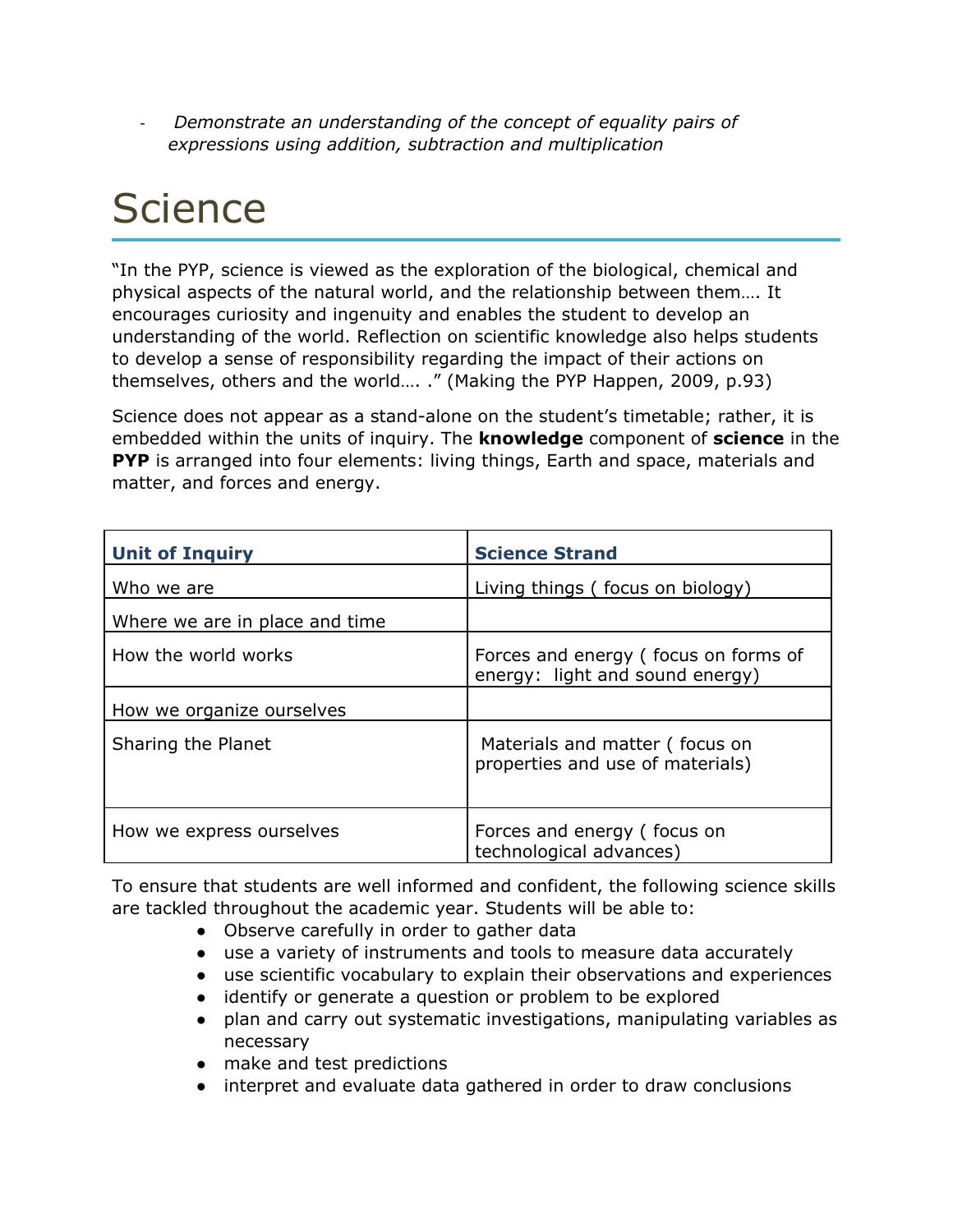- *Demonstrate an understanding of the concept of equality pairs of expressions using addition, subtraction and multiplication*

# Science

"In the PYP, science is viewed as the exploration of the biological, chemical and physical aspects of the natural world, and the relationship between them…. It encourages curiosity and ingenuity and enables the student to develop an understanding of the world. Reflection on scientific knowledge also helps students to develop a sense of responsibility regarding the impact of their actions on themselves, others and the world…. ." (Making the PYP Happen, 2009, p.93)

Science does not appear as a stand-alone on the student's timetable; rather, it is embedded within the units of inquiry. The **knowledge** component of **science** in the **PYP** is arranged into four elements: living things, Earth and space, materials and matter, and forces and energy.

| Unit of Inquiry | Science Strand |
|---|---|
| Who we are | Living things ( focus on biology) |
| Where we are in place and time | |
| How the world works | Forces and energy ( focus on forms of energy: light and sound energy) |
| How we organize ourselves | |
| Sharing the Planet | Materials and matter ( focus on properties and use of materials) |
| How we express ourselves | Forces and energy ( focus on technological advances) |

To ensure that students are well informed and confident, the following science skills are tackled throughout the academic year. Students will be able to:

- Observe carefully in order to gather data
- use a variety of instruments and tools to measure data accurately
- use scientific vocabulary to explain their observations and experiences
- identify or generate a question or problem to be explored
- plan and carry out systematic investigations, manipulating variables as necessary
- make and test predictions
- interpret and evaluate data gathered in order to draw conclusions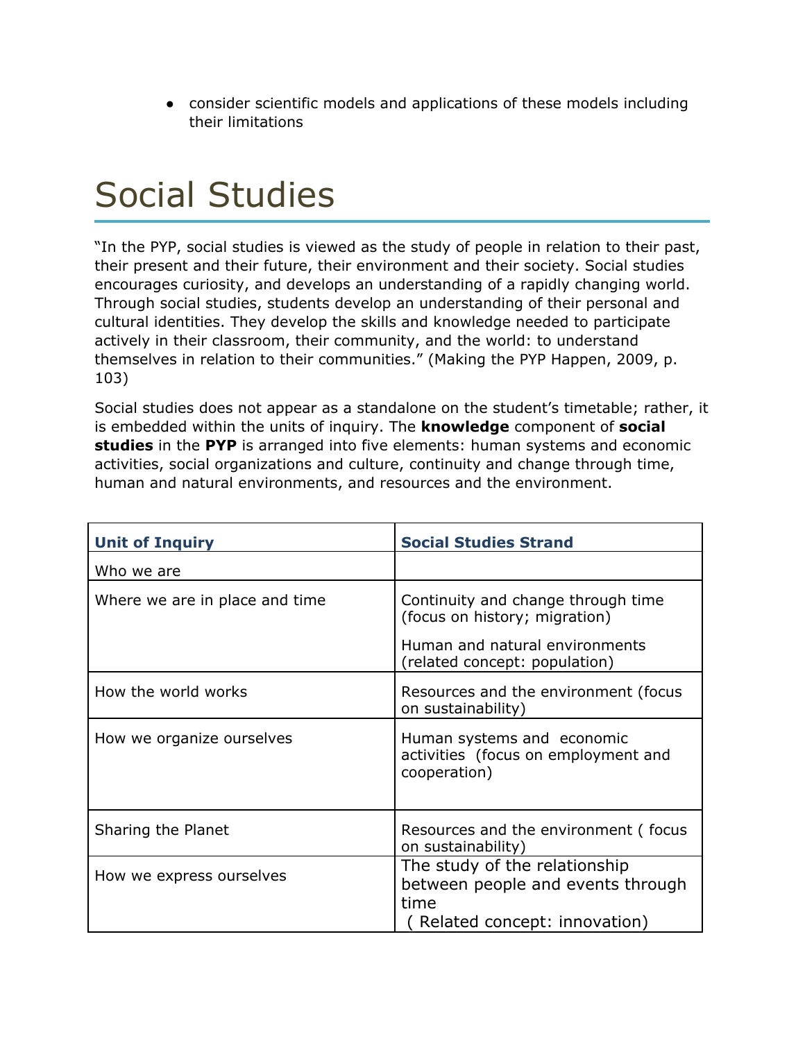- consider scientific models and applications of these models including their limitations

# Social Studies

“In the PYP, social studies is viewed as the study of people in relation to their past, their present and their future, their environment and their society. Social studies encourages curiosity, and develops an understanding of a rapidly changing world. Through social studies, students develop an understanding of their personal and cultural identities. They develop the skills and knowledge needed to participate actively in their classroom, their community, and the world: to understand themselves in relation to their communities.” (Making the PYP Happen, 2009, p. 103)

Social studies does not appear as a standalone on the student’s timetable; rather, it is embedded within the units of inquiry. The **knowledge** component of **social studies** in the **PYP** is arranged into five elements: human systems and economic activities, social organizations and culture, continuity and change through time, human and natural environments, and resources and the environment.

| **Unit of Inquiry** | **Social Studies Strand** |
|---|---|
| Who we are | |
| Where we are in place and time | Continuity and change through time (focus on history; migration)<br>Human and natural environments (related concept: population) |
| How the world works | Resources and the environment (focus on sustainability) |
| How we organize ourselves | Human systems and economic activities (focus on employment and cooperation) |
| Sharing the Planet | Resources and the environment ( focus on sustainability) |
| How we express ourselves | The study of the relationship between people and events through time<br>( Related concept: innovation) |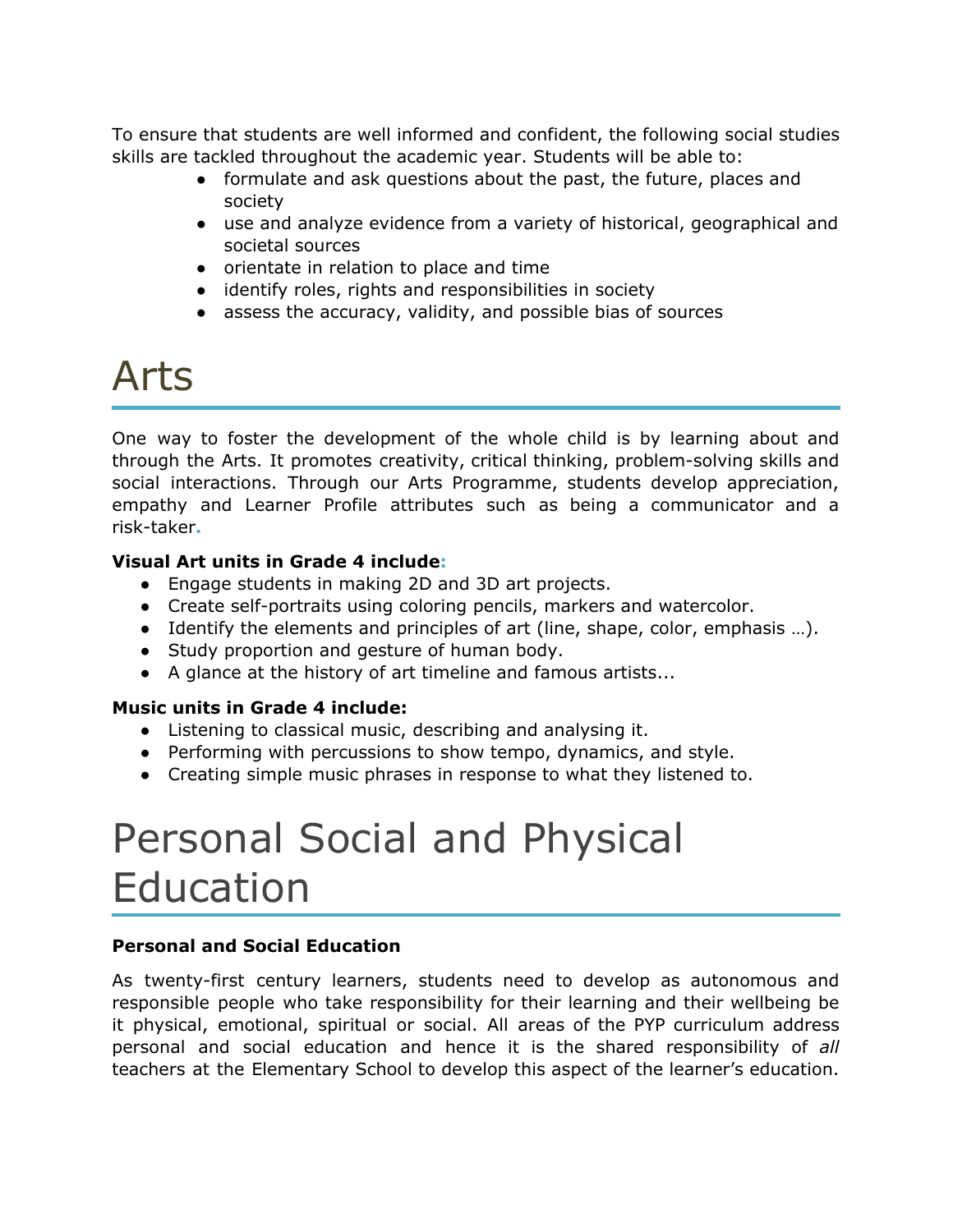To ensure that students are well informed and confident, the following social studies skills are tackled throughout the academic year. Students will be able to:

- formulate and ask questions about the past, the future, places and society
- use and analyze evidence from a variety of historical, geographical and societal sources
- orientate in relation to place and time
- identify roles, rights and responsibilities in society
- assess the accuracy, validity, and possible bias of sources

# Arts

One way to foster the development of the whole child is by learning about and through the Arts. It promotes creativity, critical thinking, problem-solving skills and social interactions. Through our Arts Programme, students develop appreciation, empathy and Learner Profile attributes such as being a communicator and a risk-taker.

**Visual Art units in Grade 4 include:**

- Engage students in making 2D and 3D art projects.
- Create self-portraits using coloring pencils, markers and watercolor.
- Identify the elements and principles of art (line, shape, color, emphasis …).
- Study proportion and gesture of human body.
- A glance at the history of art timeline and famous artists...

**Music units in Grade 4 include:**

- Listening to classical music, describing and analysing it.
- Performing with percussions to show tempo, dynamics, and style.
- Creating simple music phrases in response to what they listened to.

# Personal Social and Physical Education

**Personal and Social Education**

As twenty-first century learners, students need to develop as autonomous and responsible people who take responsibility for their learning and their wellbeing be it physical, emotional, spiritual or social. All areas of the PYP curriculum address personal and social education and hence it is the shared responsibility of *all* teachers at the Elementary School to develop this aspect of the learner's education.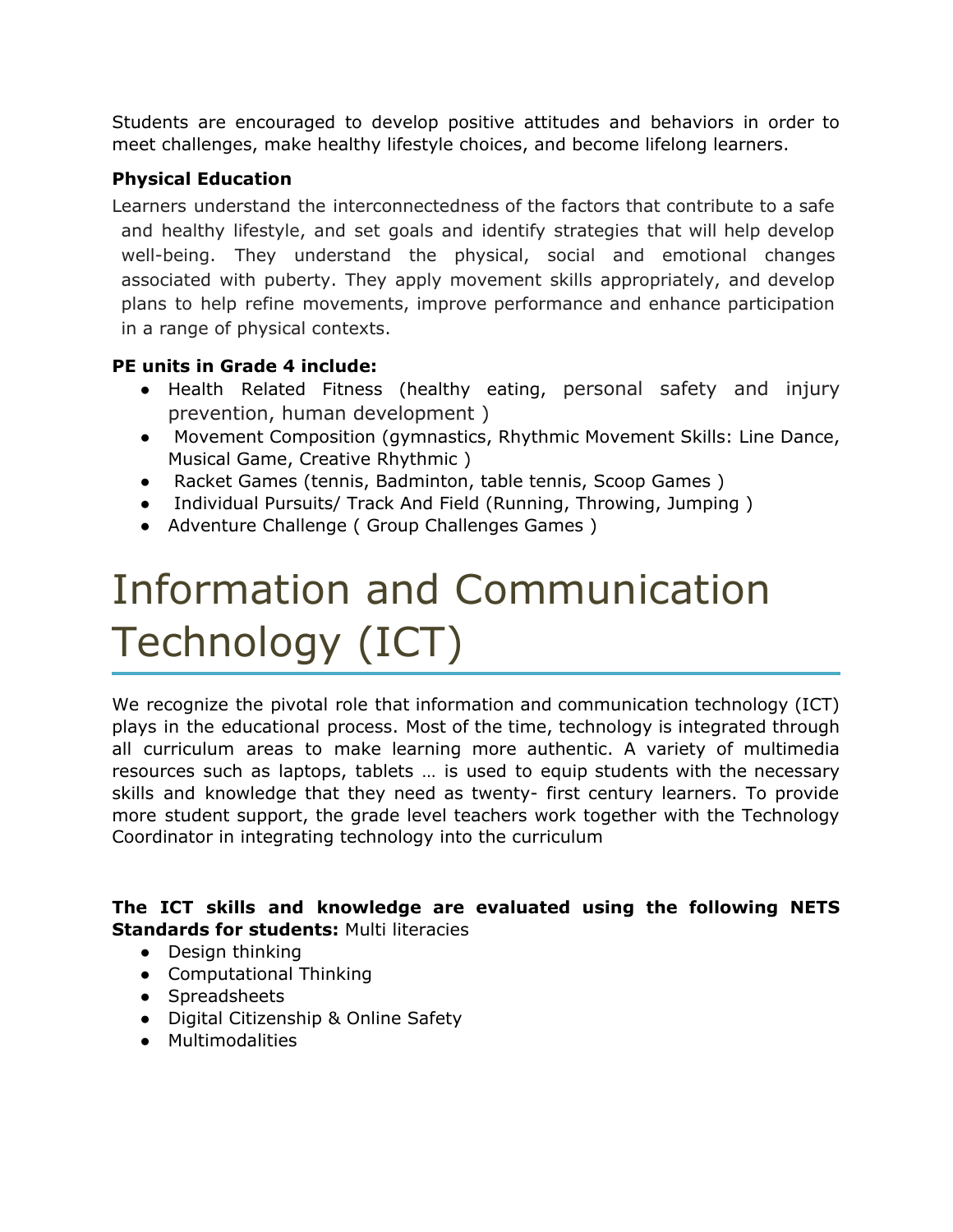Students are encouraged to develop positive attitudes and behaviors in order to meet challenges, make healthy lifestyle choices, and become lifelong learners.

**Physical Education**

Learners understand the interconnectedness of the factors that contribute to a safe and healthy lifestyle, and set goals and identify strategies that will help develop well-being. They understand the physical, social and emotional changes associated with puberty. They apply movement skills appropriately, and develop plans to help refine movements, improve performance and enhance participation in a range of physical contexts.

**PE units in Grade 4 include:**

- Health Related Fitness (healthy eating, personal safety and injury prevention, human development )
- Movement Composition (gymnastics, Rhythmic Movement Skills: Line Dance, Musical Game, Creative Rhythmic )
- Racket Games (tennis, Badminton, table tennis, Scoop Games )
- Individual Pursuits/ Track And Field (Running, Throwing, Jumping )
- Adventure Challenge ( Group Challenges Games )

# Information and Communication Technology (ICT)

We recognize the pivotal role that information and communication technology (ICT) plays in the educational process. Most of the time, technology is integrated through all curriculum areas to make learning more authentic. A variety of multimedia resources such as laptops, tablets … is used to equip students with the necessary skills and knowledge that they need as twenty- first century learners. To provide more student support, the grade level teachers work together with the Technology Coordinator in integrating technology into the curriculum

**The ICT skills and knowledge are evaluated using the following NETS Standards for students:** Multi literacies

- Design thinking
- Computational Thinking
- Spreadsheets
- Digital Citizenship & Online Safety
- Multimodalities